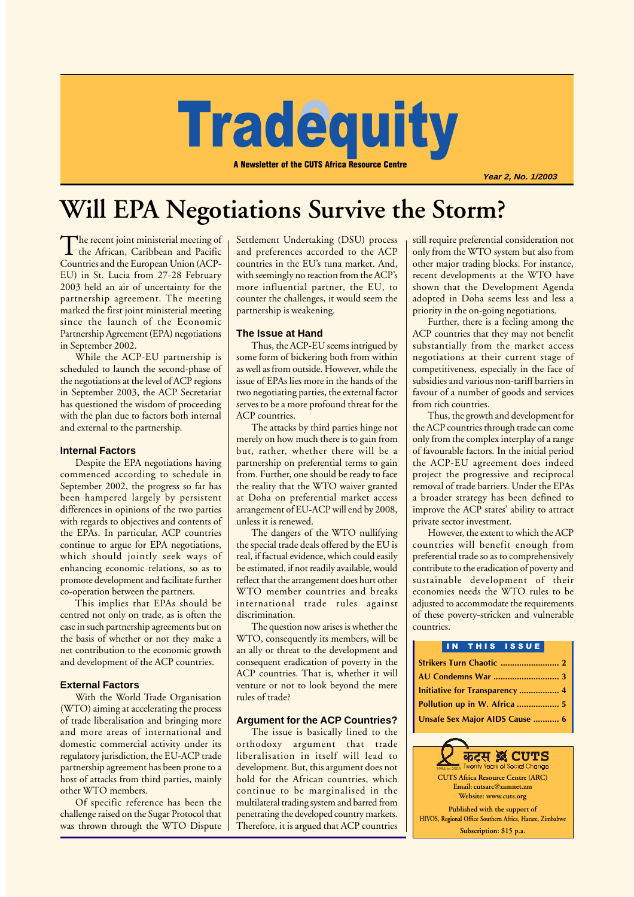# Tradequity

**A Newsletter of the CUTS Africa Resource Centre**

*Year 2, No. 1/2003*

# Will EPA Negotiations Survive the Storm?

The recent joint ministerial meeting of the African, Caribbean and Pacific Countries and the European Union (ACP-EU) in St. Lucia from 27-28 February 2003 held an air of uncertainty for the partnership agreement. The meeting marked the first joint ministerial meeting since the launch of the Economic Partnership Agreement (EPA) negotiations in September 2002.

While the ACP-EU partnership is scheduled to launch the second-phase of the negotiations at the level of ACP regions in September 2003, the ACP Secretariat has questioned the wisdom of proceeding with the plan due to factors both internal and external to the partnership.

### Internal Factors

Despite the EPA negotiations having commenced according to schedule in September 2002, the progress so far has been hampered largely by persistent differences in opinions of the two parties with regards to objectives and contents of the EPAs. In particular, ACP countries continue to argue for EPA negotiations, which should jointly seek ways of enhancing economic relations, so as to promote development and facilitate further co-operation between the partners.

This implies that EPAs should be centred not only on trade, as is often the case in such partnership agreements but on the basis of whether or not they make a net contribution to the economic growth and development of the ACP countries.

### External Factors

With the World Trade Organisation (WTO) aiming at accelerating the process of trade liberalisation and bringing more and more areas of international and domestic commercial activity under its regulatory jurisdiction, the EU-ACP trade partnership agreement has been prone to a host of attacks from third parties, mainly other WTO members.

Of specific reference has been the challenge raised on the Sugar Protocol that was thrown through the WTO Dispute Settlement Undertaking (DSU) process and preferences accorded to the ACP countries in the EU's tuna market. And, with seemingly no reaction from the ACP's more influential partner, the EU, to counter the challenges, it would seem the partnership is weakening.

### The Issue at Hand

Thus, the ACP-EU seems intrigued by some form of bickering both from within as well as from outside. However, while the issue of EPAs lies more in the hands of the two negotiating parties, the external factor serves to be a more profound threat for the ACP countries.

The attacks by third parties hinge not merely on how much there is to gain from but, rather, whether there will be a partnership on preferential terms to gain from. Further, one should be ready to face the reality that the WTO waiver granted at Doha on preferential market access arrangement of EU-ACP will end by 2008, unless it is renewed.

The dangers of the WTO nullifying the special trade deals offered by the EU is real, if factual evidence, which could easily be estimated, if not readily available, would reflect that the arrangement does hurt other WTO member countries and breaks international trade rules against discrimination.

The question now arises is whether the WTO, consequently its members, will be an ally or threat to the development and consequent eradication of poverty in the ACP countries. That is, whether it will venture or not to look beyond the mere rules of trade?

### Argument for the ACP Countries?

The issue is basically lined to the orthodoxy argument that trade liberalisation in itself will lead to development. But, this argument does not hold for the African countries, which continue to be marginalised in the multilateral trading system and barred from penetrating the developed country markets. Therefore, it is argued that ACP countries still require preferential consideration not only from the WTO system but also from other major trading blocks. For instance, recent developments at the WTO have shown that the Development Agenda adopted in Doha seems less and less a priority in the on-going negotiations.

Further, there is a feeling among the ACP countries that they may not benefit substantially from the market access negotiations at their current stage of competitiveness, especially in the face of subsidies and various non-tariff barriers in favour of a number of goods and services from rich countries.

Thus, the growth and development for the ACP countries through trade can come only from the complex interplay of a range of favourable factors. In the initial period the ACP-EU agreement does indeed project the progressive and reciprocal removal of trade barriers. Under the EPAs a broader strategy has been defined to improve the ACP states' ability to attract private sector investment.

However, the extent to which the ACP countries will benefit enough from preferential trade so as to comprehensively contribute to the eradication of poverty and sustainable development of their economies needs the WTO rules to be adjusted to accommodate the requirements of these poverty-stricken and vulnerable countries.

**IN THIS ISSUE**

- Strikers Turn Chaotic ........................ 2
- AU Condemns War ........................... 3
- Initiative for Transparency ................ 4
- Pollution up in W. Africa .................. 5
- Unsafe Sex Major AIDS Cause ........... 6

कट्स CUTS
1984 to 2003 Twenty Years of Social Change

**CUTS Africa Resource Centre (ARC)**
**Email: cutsarc@zamnet.zm**
**Website: www.cuts.org**

**Published with the support of**
**HIVOS, Regional Office Southern Africa, Harare, Zimbabwe**

**Subscription: $15 p.a.**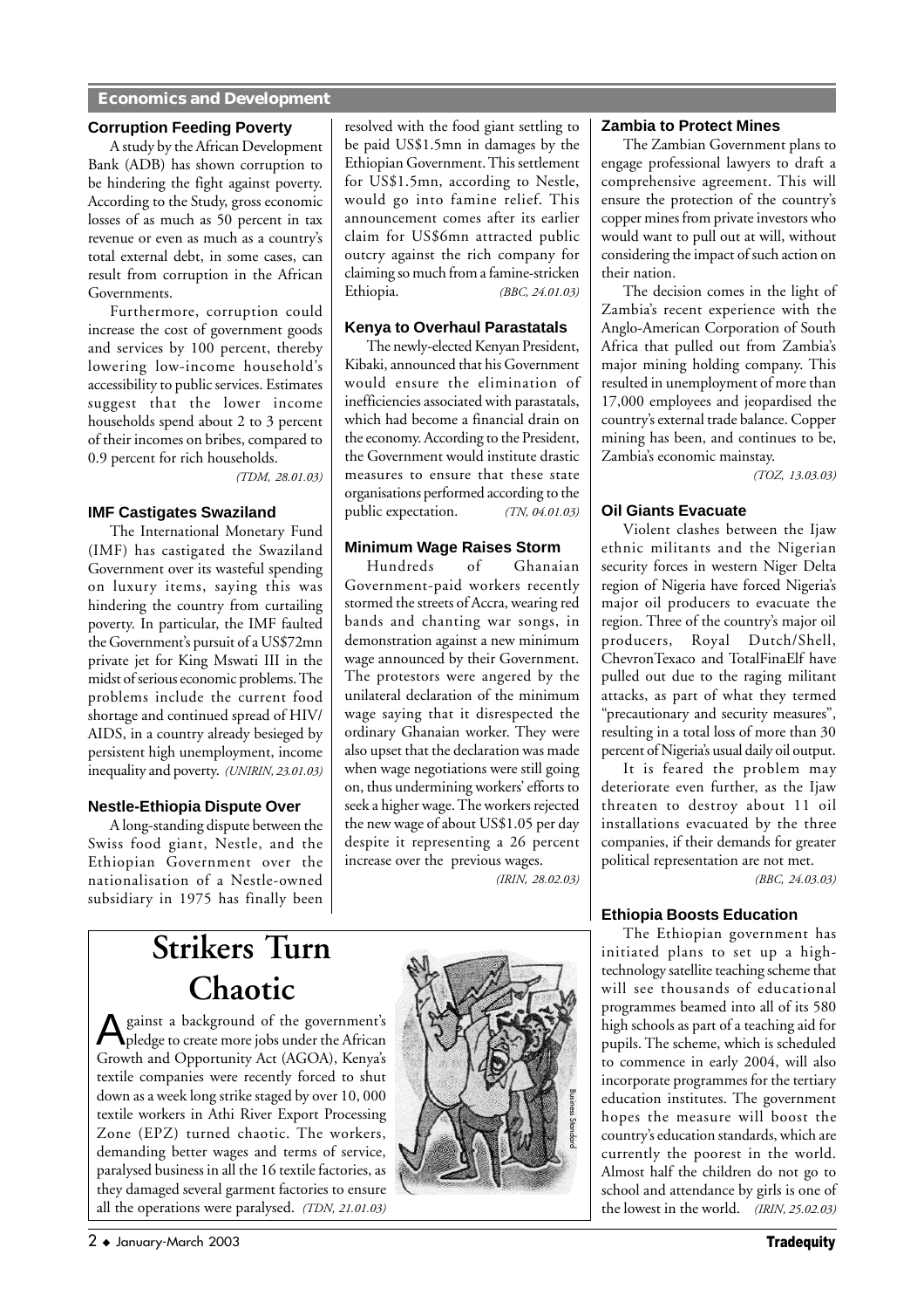## Economics and Development

### Corruption Feeding Poverty

A study by the African Development Bank (ADB) has shown corruption to be hindering the fight against poverty. According to the Study, gross economic losses of as much as 50 percent in tax revenue or even as much as a country's total external debt, in some cases, can result from corruption in the African Governments.

Furthermore, corruption could increase the cost of government goods and services by 100 percent, thereby lowering low-income household's accessibility to public services. Estimates suggest that the lower income households spend about 2 to 3 percent of their incomes on bribes, compared to 0.9 percent for rich households.

*(TDM, 28.01.03)*

### IMF Castigates Swaziland

The International Monetary Fund (IMF) has castigated the Swaziland Government over its wasteful spending on luxury items, saying this was hindering the country from curtailing poverty. In particular, the IMF faulted the Government's pursuit of a US$72mn private jet for King Mswati III in the midst of serious economic problems. The problems include the current food shortage and continued spread of HIV/AIDS, in a country already besieged by persistent high unemployment, income inequality and poverty. *(UNIRIN, 23.01.03)*

### Nestle-Ethiopia Dispute Over

A long-standing dispute between the Swiss food giant, Nestle, and the Ethiopian Government over the nationalisation of a Nestle-owned subsidiary in 1975 has finally been resolved with the food giant settling to be paid US$1.5mn in damages by the Ethiopian Government. This settlement for US$1.5mn, according to Nestle, would go into famine relief. This announcement comes after its earlier claim for US$6mn attracted public outcry against the rich company for claiming so much from a famine-stricken Ethiopia. *(BBC, 24.01.03)*

### Kenya to Overhaul Parastatals

The newly-elected Kenyan President, Kibaki, announced that his Government would ensure the elimination of inefficiencies associated with parastatals, which had become a financial drain on the economy. According to the President, the Government would institute drastic measures to ensure that these state organisations performed according to the public expectation. *(TN, 04.01.03)*

### Minimum Wage Raises Storm

Hundreds of Ghanaian Government-paid workers recently stormed the streets of Accra, wearing red bands and chanting war songs, in demonstration against a new minimum wage announced by their Government. The protestors were angered by the unilateral declaration of the minimum wage saying that it disrespected the ordinary Ghanaian worker. They were also upset that the declaration was made when wage negotiations were still going on, thus undermining workers' efforts to seek a higher wage. The workers rejected the new wage of about US$1.05 per day despite it representing a 26 percent increase over the previous wages.

*(IRIN, 28.02.03)*

# Strikers Turn Chaotic

Against a background of the government's pledge to create more jobs under the African Growth and Opportunity Act (AGOA), Kenya's textile companies were recently forced to shut down as a week long strike staged by over 10, 000 textile workers in Athi River Export Processing Zone (EPZ) turned chaotic. The workers, demanding better wages and terms of service, paralysed business in all the 16 textile factories, as they damaged several garment factories to ensure all the operations were paralysed. *(TDN, 21.01.03)*

### Zambia to Protect Mines

The Zambian Government plans to engage professional lawyers to draft a comprehensive agreement. This will ensure the protection of the country's copper mines from private investors who would want to pull out at will, without considering the impact of such action on their nation.

The decision comes in the light of Zambia's recent experience with the Anglo-American Corporation of South Africa that pulled out from Zambia's major mining holding company. This resulted in unemployment of more than 17,000 employees and jeopardised the country's external trade balance. Copper mining has been, and continues to be, Zambia's economic mainstay.

*(TOZ, 13.03.03)*

### Oil Giants Evacuate

Violent clashes between the Ijaw ethnic militants and the Nigerian security forces in western Niger Delta region of Nigeria have forced Nigeria's major oil producers to evacuate the region. Three of the country's major oil producers, Royal Dutch/Shell, ChevronTexaco and TotalFinaElf have pulled out due to the raging militant attacks, as part of what they termed "precautionary and security measures", resulting in a total loss of more than 30 percent of Nigeria's usual daily oil output.

It is feared the problem may deteriorate even further, as the Ijaw threaten to destroy about 11 oil installations evacuated by the three companies, if their demands for greater political representation are not met.

*(BBC, 24.03.03)*

### Ethiopia Boosts Education

The Ethiopian government has initiated plans to set up a high-technology satellite teaching scheme that will see thousands of educational programmes beamed into all of its 580 high schools as part of a teaching aid for pupils. The scheme, which is scheduled to commence in early 2004, will also incorporate programmes for the tertiary education institutes. The government hopes the measure will boost the country's education standards, which are currently the poorest in the world. Almost half the children do not go to school and attendance by girls is one of the lowest in the world. *(IRIN, 25.02.03)*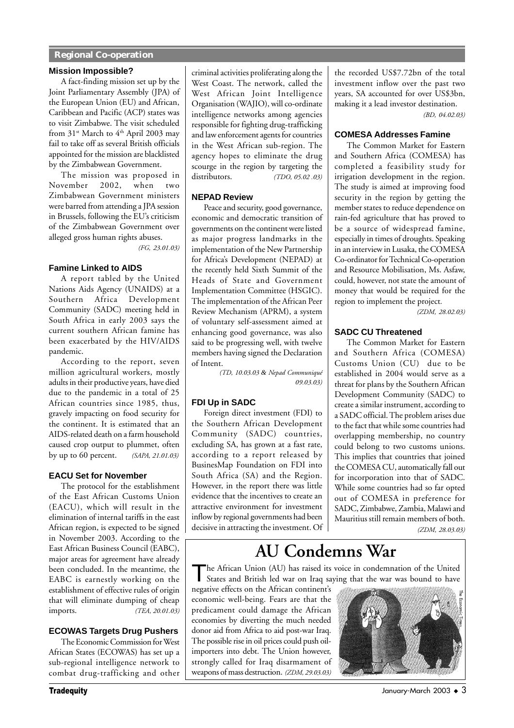## Regional Co-operation

### Mission Impossible?

A fact-finding mission set up by the Joint Parliamentary Assembly (JPA) of the European Union (EU) and African, Caribbean and Pacific (ACP) states was to visit Zimbabwe. The visit scheduled from 31st March to 4th April 2003 may fail to take off as several British officials appointed for the mission are blacklisted by the Zimbabwean Government.

The mission was proposed in November 2002, when two Zimbabwean Government ministers were barred from attending a JPA session in Brussels, following the EU's criticism of the Zimbabwean Government over alleged gross human rights abuses.

*(FG, 23.01.03)*

### Famine Linked to AIDS

A report tabled by the United Nations Aids Agency (UNAIDS) at a Southern Africa Development Community (SADC) meeting held in South Africa in early 2003 says the current southern African famine has been exacerbated by the HIV/AIDS pandemic.

According to the report, seven million agricultural workers, mostly adults in their productive years, have died due to the pandemic in a total of 25 African countries since 1985, thus, gravely impacting on food security for the continent. It is estimated that an AIDS-related death on a farm household caused crop output to plummet, often by up to 60 percent. *(SAPA, 21.01.03)*

### EACU Set for November

The protocol for the establishment of the East African Customs Union (EACU), which will result in the elimination of internal tariffs in the east African region, is expected to be signed in November 2003. According to the East African Business Council (EABC), major areas for agreement have already been concluded. In the meantime, the EABC is earnestly working on the establishment of effective rules of origin that will eliminate dumping of cheap imports. *(TEA, 20.01.03)*

### ECOWAS Targets Drug Pushers

The Economic Commission for West African States (ECOWAS) has set up a sub-regional intelligence network to combat drug-trafficking and other criminal activities proliferating along the West Coast. The network, called the West African Joint Intelligence Organisation (WAJIO), will co-ordinate intelligence networks among agencies responsible for fighting drug-trafficking and law enforcement agents for countries in the West African sub-region. The agency hopes to eliminate the drug scourge in the region by targeting the distributors. *(TDO, 05.02 .03)*

### NEPAD Review

Peace and security, good governance, economic and democratic transition of governments on the continent were listed as major progress landmarks in the implementation of the New Partnership for Africa's Development (NEPAD) at the recently held Sixth Summit of the Heads of State and Government Implementation Committee (HSGIC). The implementation of the African Peer Review Mechanism (APRM), a system of voluntary self-assessment aimed at enhancing good governance, was also said to be progressing well, with twelve members having signed the Declaration of Intent.

*(TD, 10.03.03 & Nepad Communiqué 09.03.03)*

### FDI Up in SADC

Foreign direct investment (FDI) to the Southern African Development Community (SADC) countries, excluding SA, has grown at a fast rate, according to a report released by BusinesMap Foundation on FDI into South Africa (SA) and the Region. However, in the report there was little evidence that the incentives to create an attractive environment for investment inflow by regional governments had been decisive in attracting the investment. Of the recorded US$7.72bn of the total investment inflow over the past two years, SA accounted for over US$3bn, making it a lead investor destination.

*(BD, 04.02.03)*

### COMESA Addresses Famine

The Common Market for Eastern and Southern Africa (COMESA) has completed a feasibility study for irrigation development in the region. The study is aimed at improving food security in the region by getting the member states to reduce dependence on rain-fed agriculture that has proved to be a source of widespread famine, especially in times of droughts. Speaking in an interview in Lusaka, the COMESA Co-ordinator for Technical Co-operation and Resource Mobilisation, Ms. Asfaw, could, however, not state the amount of money that would be required for the region to implement the project.

*(ZDM, 28.02.03)*

### SADC CU Threatened

The Common Market for Eastern and Southern Africa (COMESA) Customs Union (CU) due to be established in 2004 would serve as a threat for plans by the Southern African Development Community (SADC) to create a similar instrument, according to a SADC official. The problem arises due to the fact that while some countries had overlapping membership, no country could belong to two customs unions. This implies that countries that joined the COMESA CU, automatically fall out for incorporation into that of SADC. While some countries had so far opted out of COMESA in preference for SADC, Zimbabwe, Zambia, Malawi and Mauritius still remain members of both.

*(ZDM, 28.03.03)*

## AU Condemns War

The African Union (AU) has raised its voice in condemnation of the United States and British led war on Iraq saying that the war was bound to have negative effects on the African continent's economic well-being. Fears are that the predicament could damage the African economies by diverting the much needed donor aid from Africa to aid post-war Iraq. The possible rise in oil prices could push oil-importers into debt. The Union however, strongly called for Iraq disarmament of weapons of mass destruction. *(ZDM, 29.03.03)*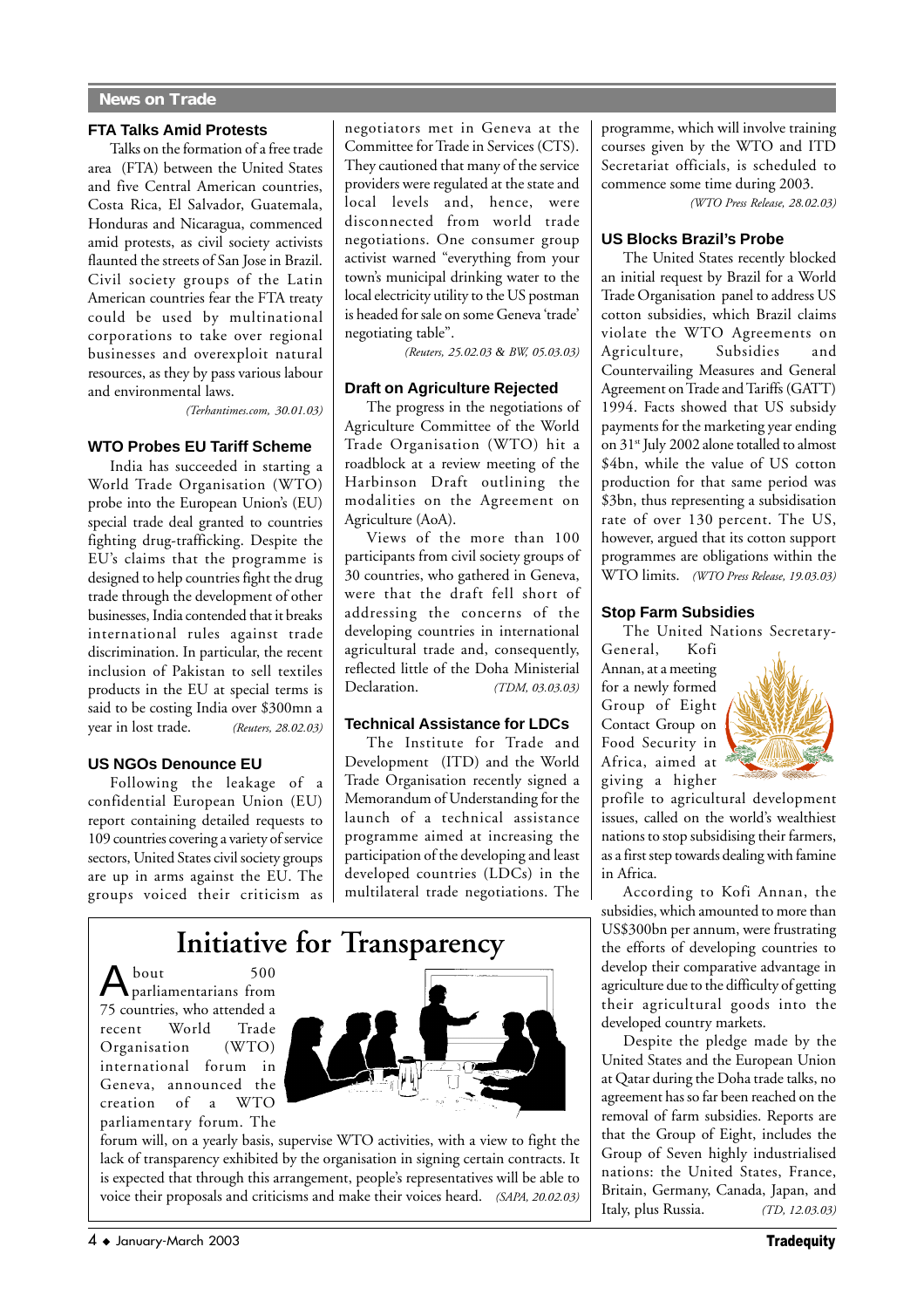## News on Trade

### FTA Talks Amid Protests

Talks on the formation of a free trade area (FTA) between the United States and five Central American countries, Costa Rica, El Salvador, Guatemala, Honduras and Nicaragua, commenced amid protests, as civil society activists flaunted the streets of San Jose in Brazil. Civil society groups of the Latin American countries fear the FTA treaty could be used by multinational corporations to take over regional businesses and overexploit natural resources, as they by pass various labour and environmental laws.

*(Terhantimes.com, 30.01.03)*

### WTO Probes EU Tariff Scheme

India has succeeded in starting a World Trade Organisation (WTO) probe into the European Union's (EU) special trade deal granted to countries fighting drug-trafficking. Despite the EU's claims that the programme is designed to help countries fight the drug trade through the development of other businesses, India contended that it breaks international rules against trade discrimination. In particular, the recent inclusion of Pakistan to sell textiles products in the EU at special terms is said to be costing India over $300mn a year in lost trade.

*(Reuters, 28.02.03)*

### US NGOs Denounce EU

Following the leakage of a confidential European Union (EU) report containing detailed requests to 109 countries covering a variety of service sectors, United States civil society groups are up in arms against the EU. The groups voiced their criticism as negotiators met in Geneva at the Committee for Trade in Services (CTS). They cautioned that many of the service providers were regulated at the state and local levels and, hence, were disconnected from world trade negotiations. One consumer group activist warned "everything from your town's municipal drinking water to the US postman to your local electricity utility is headed for sale on some Geneva 'trade' negotiating table".

*(Reuters, 25.02.03 & BW, 05.03.03)*

### Draft on Agriculture Rejected

The progress in the negotiations of Agriculture Committee of the World Trade Organisation (WTO) hit a roadblock at a review meeting of the Harbinson Draft outlining the modalities on the Agreement on Agriculture (AoA).

Views of the more than 100 participants from civil society groups of 30 countries, who gathered in Geneva, were that the draft fell short of addressing the concerns of the developing countries in international agricultural trade and, consequently, reflected little of the Doha Ministerial Declaration.

*(TDM, 03.03.03)*

### Technical Assistance for LDCs

The Institute for Trade and Development (ITD) and the World Trade Organisation (WTO) recently signed a Memorandum of Understanding for the launch of a technical assistance programme aimed at increasing the participation of the developing and least developed countries (LDCs) in the multilateral trade negotiations. The programme, which will involve training courses given by the WTO and ITD Secretariat officials, is scheduled to commence some time during 2003.

*(WTO Press Release, 28.02.03)*

## Initiative for Transparency

About 500 parliamentarians from 75 countries, who attended a recent World Trade Organisation (WTO) international forum in Geneva, announced the creation of a WTO parliamentary forum. The forum will, on a yearly basis, supervise WTO activities, with a view to fight the lack of transparency exhibited by the organisation in signing certain contracts. It is expected that through this arrangement, people's representatives will be able to voice their proposals and criticisms and make their voices heard.

*(SAPA, 20.02.03)*

### US Blocks Brazil's Probe

The United States recently blocked an initial request by Brazil for a World Trade Organisation panel to address US cotton subsidies, which Brazil claims violate the WTO Agreements on Agriculture, Subsidies and Countervailing Measures and General Agreement on Trade and Tariffs (GATT) 1994. Facts showed that US subsidy payments for the marketing year ending on 31st July 2002 alone totalled to almost $4bn, while the value of US cotton production for that same period was $3bn, thus representing a subsidisation rate of over 130 percent. The US, however, argued that its cotton support programmes are obligations within the WTO limits.

*(WTO Press Release, 19.03.03)*

### Stop Farm Subsidies

The United Nations Secretary-General, Kofi Annan, at a meeting for a newly formed Group of Eight Contact Group on Food Security in Africa, aimed at giving a higher profile to agricultural development issues, called on the world's wealthiest nations to stop subsidising their farmers, as a first step towards dealing with famine in Africa.

According to Kofi Annan, the subsidies, which amounted to more than US$300bn per annum, were frustrating the efforts of developing countries to develop their comparative advantage in agriculture due to the difficulty of getting their agricultural goods into the developed country markets.

Despite the pledge made by the United States and the European Union at Qatar during the Doha trade talks, no agreement has so far been reached on the removal of farm subsidies. Reports are that the Group of Eight, includes the Group of Seven highly industrialised nations: the United States, France, Britain, Germany, Canada, Japan, and Italy, plus Russia.

*(TD, 12.03.03)*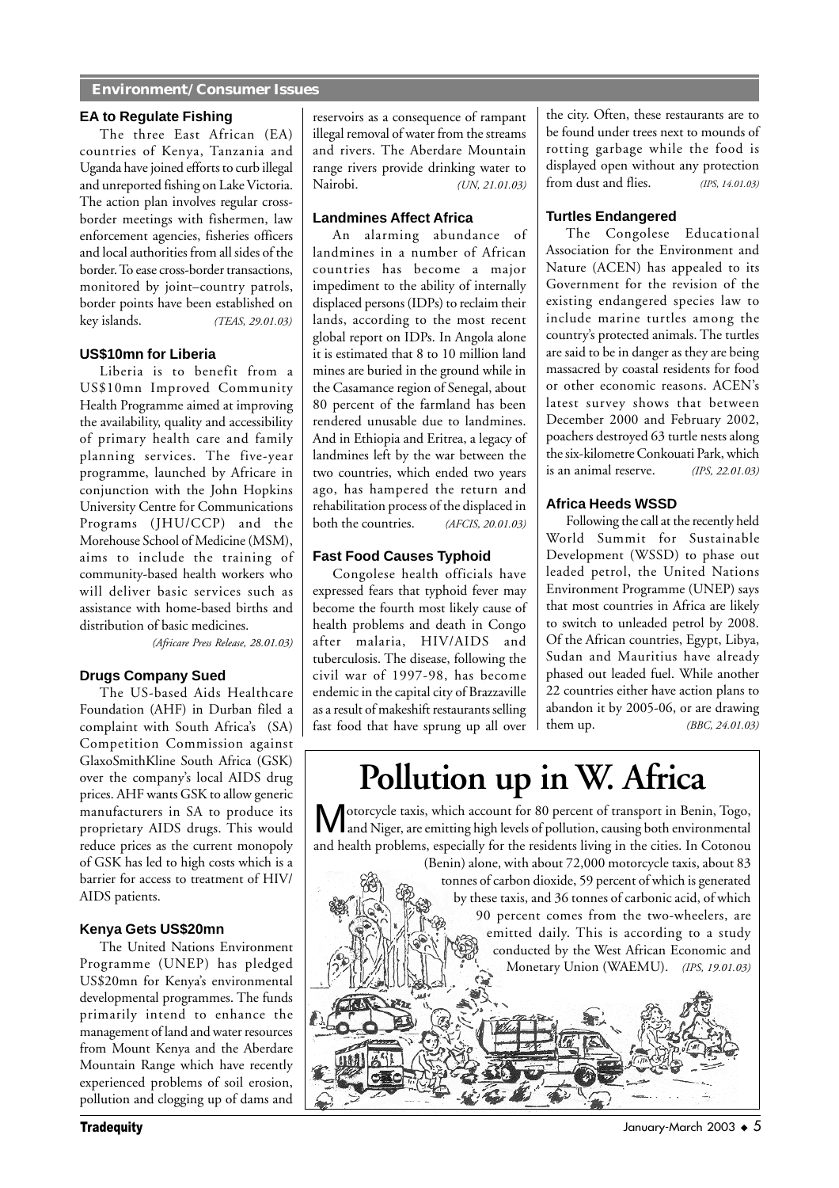## Environment/Consumer Issues

### EA to Regulate Fishing

The three East African (EA) countries of Kenya, Tanzania and Uganda have joined efforts to curb illegal and unreported fishing on Lake Victoria. The action plan involves regular cross-border meetings with fishermen, law enforcement agencies, fisheries officers and local authorities from all sides of the border. To ease cross-border transactions, monitored by joint–country patrols, border points have been established on key islands. *(TEAS, 29.01.03)*

### US$10mn for Liberia

Liberia is to benefit from a US$10mn Improved Community Health Programme aimed at improving the availability, quality and accessibility of primary health care and family planning services. The five-year programme, launched by Africare in conjunction with the John Hopkins University Centre for Communications Programs (JHU/CCP) and the Morehouse School of Medicine (MSM), aims to include the training of community-based health workers who will deliver basic services such as assistance with home-based births and distribution of basic medicines.

*(Africare Press Release, 28.01.03)*

### Drugs Company Sued

The US-based Aids Healthcare Foundation (AHF) in Durban filed a complaint with South Africa's (SA) Competition Commission against GlaxoSmithKline South Africa (GSK) over the company's local AIDS drug prices. AHF wants GSK to allow generic manufacturers in SA to produce its proprietary AIDS drugs. This would reduce prices as the current monopoly of GSK has led to high costs which is a barrier for access to treatment of HIV/AIDS patients.

### Kenya Gets US$20mn

The United Nations Environment Programme (UNEP) has pledged US$20mn for Kenya's environmental developmental programmes. The funds primarily intend to enhance the management of land and water resources from Mount Kenya and the Aberdare Mountain Range which have recently experienced problems of soil erosion, pollution and clogging up of dams and reservoirs as a consequence of rampant illegal removal of water from the streams and rivers. The Aberdare Mountain range rivers provide drinking water to Nairobi. *(UN, 21.01.03)*

### Landmines Affect Africa

An alarming abundance of landmines in a number of African countries has become a major impediment to the ability of internally displaced persons (IDPs) to reclaim their lands, according to the most recent global report on IDPs. In Angola alone it is estimated that 8 to 10 million land mines are buried in the ground while in the Casamance region of Senegal, about 80 percent of the farmland has been rendered unusable due to landmines. And in Ethiopia and Eritrea, a legacy of landmines left by the war between the two countries, which ended two years ago, has hampered the return and rehabilitation process of the displaced in both the countries. *(AFCIS, 20.01.03)*

### Fast Food Causes Typhoid

Congolese health officials have expressed fears that typhoid fever may become the fourth most likely cause of health problems and death in Congo after malaria, HIV/AIDS and tuberculosis. The disease, following the civil war of 1997-98, has become endemic in the capital city of Brazzaville as a result of makeshift restaurants selling fast food that have sprung up all over the city. Often, these restaurants are to be found under trees next to mounds of rotting garbage while the food is displayed open without any protection from dust and flies. *(IPS, 14.01.03)*

### Turtles Endangered

The Congolese Educational Association for the Environment and Nature (ACEN) has appealed to its Government for the revision of the existing endangered species law to include marine turtles among the country's protected animals. The turtles are said to be in danger as they are being massacred by coastal residents for food or other economic reasons. ACEN's latest survey shows that between December 2000 and February 2002, poachers destroyed 63 turtle nests along the six-kilometre Conkouati Park, which is an animal reserve. *(IPS, 22.01.03)*

### Africa Heeds WSSD

Following the call at the recently held World Summit for Sustainable Development (WSSD) to phase out leaded petrol, the United Nations Environment Programme (UNEP) says that most countries in Africa are likely to switch to unleaded petrol by 2008. Of the African countries, Egypt, Libya, Sudan and Mauritius have already phased out leaded fuel. While another 22 countries either have action plans to abandon it by 2005-06, or are drawing them up. *(BBC, 24.01.03)*

## Pollution up in W. Africa

Motorcycle taxis, which account for 80 percent of transport in Benin, Togo, and Niger, are emitting high levels of pollution, causing both environmental and health problems, especially for the residents living in the cities. In Cotonou (Benin) alone, with about 72,000 motorcycle taxis, about 83 tonnes of carbon dioxide, 59 percent of which is generated by these taxis, and 36 tonnes of carbonic acid, of which 90 percent comes from the two-wheelers, are emitted daily. This is according to a study conducted by the West African Economic and Monetary Union (WAEMU). *(IPS, 19.01.03)*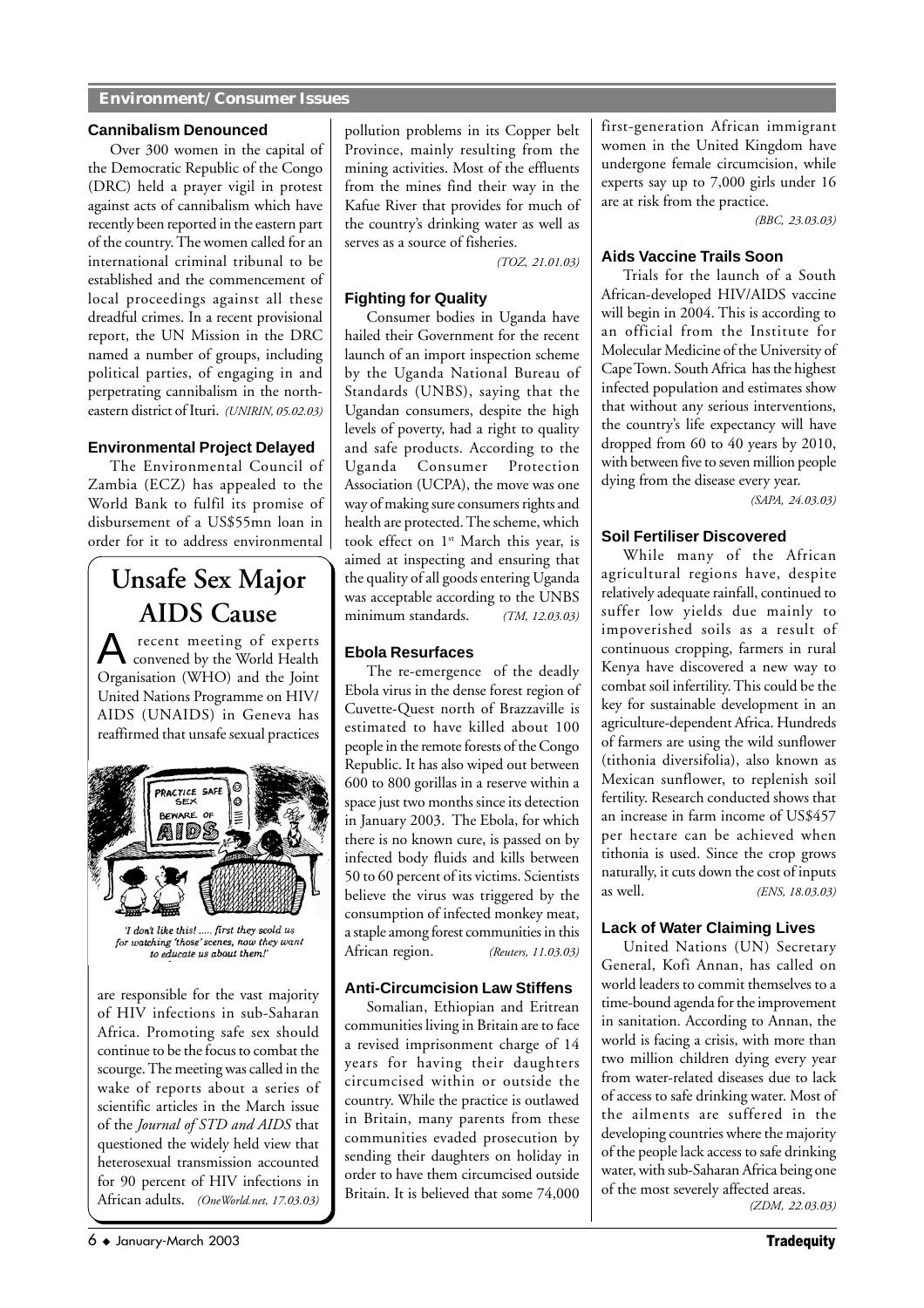## Environment/Consumer Issues

### Cannibalism Denounced

Over 300 women in the capital of the Democratic Republic of the Congo (DRC) held a prayer vigil in protest against acts of cannibalism which have recently been reported in the eastern part of the country. The women called for an international criminal tribunal to be established and the commencement of local proceedings against all these dreadful crimes. In a recent provisional report, the UN Mission in the DRC named a number of groups, including political parties, of engaging in and perpetrating cannibalism in the north-eastern district of Ituri. *(UNIRIN, 05.02.03)*

### Environmental Project Delayed

The Environmental Council of Zambia (ECZ) has appealed to the World Bank to fulfil its promise of disbursement of a US$55mn loan in order for it to address environmental pollution problems in its Copper belt Province, mainly resulting from the mining activities. Most of the effluents from the mines find their way in the Kafue River that provides for much of the country's drinking water as well as serves as a source of fisheries.

*(TOZ, 21.01.03)*

## Unsafe Sex Major AIDS Cause

A recent meeting of experts convened by the World Health Organisation (WHO) and the Joint United Nations Programme on HIV/AIDS (UNAIDS) in Geneva has reaffirmed that unsafe sexual practices are responsible for the vast majority of HIV infections in sub-Saharan Africa. Promoting safe sex should continue to be the focus to combat the scourge. The meeting was called in the wake of reports about a series of scientific articles in the March issue of the *Journal of STD and AIDS* that questioned the widely held view that heterosexual transmission accounted for 90 percent of HIV infections in African adults. *(OneWorld.net, 17.03.03)*

*'I don't like this! ..... first they scold us for watching 'those' scenes, now they want to educate us about them!'*

### Fighting for Quality

Consumer bodies in Uganda have hailed their Government for the recent launch of an import inspection scheme by the Uganda National Bureau of Standards (UNBS), saying that the Ugandan consumers, despite the high levels of poverty, had a right to quality and safe products. According to the Uganda Consumer Protection Association (UCPA), the move was one way of making sure consumers rights and health are protected. The scheme, which took effect on 1st March this year, is aimed at inspecting and ensuring that the quality of all goods entering Uganda was acceptable according to the UNBS minimum standards. *(TM, 12.03.03)*

### Ebola Resurfaces

The re-emergence of the deadly Ebola virus in the dense forest region of Cuvette-Quest north of Brazzaville is estimated to have killed about 100 people in the remote forests of the Congo Republic. It has also wiped out between 600 to 800 gorillas in a reserve within a space just two months since its detection in January 2003. The Ebola, for which there is no known cure, is passed on by infected body fluids and kills between 50 to 60 percent of its victims. Scientists believe the virus was triggered by the consumption of infected monkey meat, a staple among forest communities in this African region. *(Reuters, 11.03.03)*

### Anti-Circumcision Law Stiffens

Somalian, Ethiopian and Eritrean communities living in Britain are to face a revised imprisonment charge of 14 years for having their daughters circumcised within or outside the country. While the practice is outlawed in Britain, many parents from these communities evaded prosecution by sending their daughters on holiday in order to have them circumcised outside Britain. It is believed that some 74,000 first-generation African immigrant women in the United Kingdom have undergone female circumcision, while experts say up to 7,000 girls under 16 are at risk from the practice.

*(BBC, 23.03.03)*

### Aids Vaccine Trails Soon

Trials for the launch of a South African-developed HIV/AIDS vaccine will begin in 2004. This is according to an official from the Institute for Molecular Medicine of the University of Cape Town. South Africa has the highest infected population and estimates show that without any serious interventions, the country's life expectancy will have dropped from 60 to 40 years by 2010, with between five to seven million people dying from the disease every year.

*(SAPA, 24.03.03)*

### Soil Fertiliser Discovered

While many of the African agricultural regions have, despite relatively adequate rainfall, continued to suffer low yields due mainly to impoverished soils as a result of continuous cropping, farmers in rural Kenya have discovered a new way to combat soil infertility. This could be the key for sustainable development in an agriculture-dependent Africa. Hundreds of farmers are using the wild sunflower (tithonia diversifolia), also known as Mexican sunflower, to replenish soil fertility. Research conducted shows that an increase in farm income of US$457 per hectare can be achieved when tithonia is used. Since the crop grows naturally, it cuts down the cost of inputs as well. *(ENS, 18.03.03)*

### Lack of Water Claiming Lives

United Nations (UN) Secretary General, Kofi Annan, has called on world leaders to commit themselves to a time-bound agenda for the improvement in sanitation. According to Annan, the world is facing a crisis, with more than two million children dying every year from water-related diseases due to lack of access to safe drinking water. Most of the ailments are suffered in the developing countries where the majority of the people lack access to safe drinking water, with sub-Saharan Africa being one of the most severely affected areas.

*(ZDM, 22.03.03)*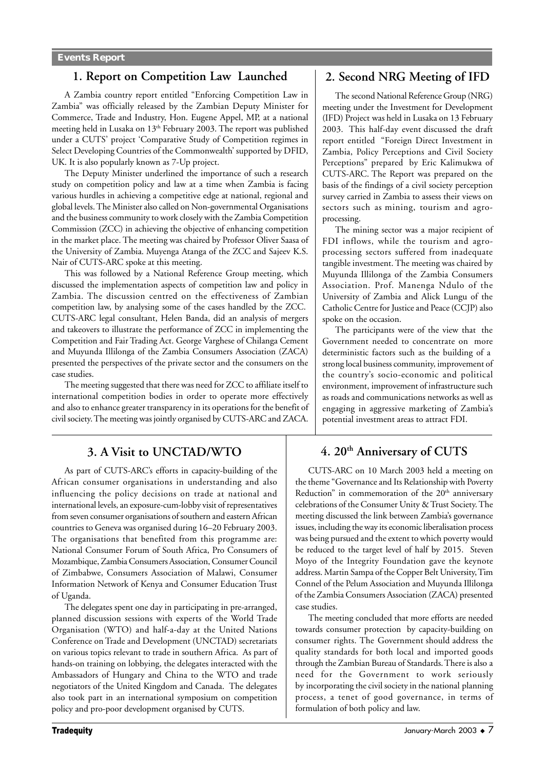## Events Report

### 1. Report on Competition Law Launched

A Zambia country report entitled "Enforcing Competition Law in Zambia" was officially released by the Zambian Deputy Minister for Commerce, Trade and Industry, Hon. Eugene Appel, MP, at a national meeting held in Lusaka on 13th February 2003. The report was published under a CUTS' project 'Comparative Study of Competition regimes in Select Developing Countries of the Commonwealth' supported by DFID, UK. It is also popularly known as 7-Up project.

The Deputy Minister underlined the importance of such a research study on competition policy and law at a time when Zambia is facing various hurdles in achieving a competitive edge at national, regional and global levels. The Minister also called on Non-governmental Organisations and the business community to work closely with the Zambia Competition Commission (ZCC) in achieving the objective of enhancing competition in the market place. The meeting was chaired by Professor Oliver Saasa of the University of Zambia. Muyenga Atanga of the ZCC and Sajeev K.S. Nair of CUTS-ARC spoke at this meeting.

This was followed by a National Reference Group meeting, which discussed the implementation aspects of competition law and policy in Zambia. The discussion centred on the effectiveness of Zambian competition law, by analysing some of the cases handled by the ZCC. CUTS-ARC legal consultant, Helen Banda, did an analysis of mergers and takeovers to illustrate the performance of ZCC in implementing the Competition and Fair Trading Act. George Varghese of Chilanga Cement and Muyunda Illilonga of the Zambia Consumers Association (ZACA) presented the perspectives of the private sector and the consumers on the case studies.

The meeting suggested that there was need for ZCC to affiliate itself to international competition bodies in order to operate more effectively and also to enhance greater transparency in its operations for the benefit of civil society. The meeting was jointly organised by CUTS-ARC and ZACA.

### 2. Second NRG Meeting of IFD

The second National Reference Group (NRG) meeting under the Investment for Development (IFD) Project was held in Lusaka on 13 February 2003. This half-day event discussed the draft report entitled "Foreign Direct Investment in Zambia, Policy Perceptions and Civil Society Perceptions" prepared by Eric Kalimukwa of CUTS-ARC. The Report was prepared on the basis of the findings of a civil society perception survey carried in Zambia to assess their views on sectors such as mining, tourism and agro-processing.

The mining sector was a major recipient of FDI inflows, while the tourism and agro-processing sectors suffered from inadequate tangible investment. The meeting was chaired by Muyunda Illilonga of the Zambia Consumers Association. Prof. Manenga Ndulo of the University of Zambia and Alick Lungu of the Catholic Centre for Justice and Peace (CCJP) also spoke on the occasion.

The participants were of the view that the Government needed to concentrate on more deterministic factors such as the building of a strong local business community, improvement of the country's socio-economic and political environment, improvement of infrastructure such as roads and communications networks as well as engaging in aggressive marketing of Zambia's potential investment areas to attract FDI.

### 3. A Visit to UNCTAD/WTO

As part of CUTS-ARC's efforts in capacity-building of the African consumer organisations in understanding and also influencing the policy decisions on trade at national and international levels, an exposure-cum-lobby visit of representatives from seven consumer organisations of southern and eastern African countries to Geneva was organised during 16–20 February 2003. The organisations that benefited from this programme are: National Consumer Forum of South Africa, Pro Consumers of Mozambique, Zambia Consumers Association, Consumer Council of Zimbabwe, Consumers Association of Malawi, Consumer Information Network of Kenya and Consumer Education Trust of Uganda.

The delegates spent one day in participating in pre-arranged, planned discussion sessions with experts of the World Trade Organisation (WTO) and half-a-day at the United Nations Conference on Trade and Development (UNCTAD) secretariats on various topics relevant to trade in southern Africa. As part of hands-on training on lobbying, the delegates interacted with the Ambassadors of Hungary and China to the WTO and trade negotiators of the United Kingdom and Canada. The delegates also took part in an international symposium on competition policy and pro-poor development organised by CUTS.

### 4. 20th Anniversary of CUTS

CUTS-ARC on 10 March 2003 held a meeting on the theme "Governance and Its Relationship with Poverty Reduction" in commemoration of the 20th anniversary celebrations of the Consumer Unity & Trust Society. The meeting discussed the link between Zambia's governance issues, including the way its economic liberalisation process was being pursued and the extent to which poverty would be reduced to the target level of half by 2015. Steven Moyo of the Integrity Foundation gave the keynote address. Martin Sampa of the Copper Belt University, Tim Connel of the Pelum Association and Muyunda Illilonga of the Zambia Consumers Association (ZACA) presented case studies.

The meeting concluded that more efforts are needed towards consumer protection by capacity-building on consumer rights. The Government should address the quality standards for both local and imported goods through the Zambian Bureau of Standards. There is also a need for the Government to work seriously by incorporating the civil society in the national planning process, a tenet of good governance, in terms of formulation of both policy and law.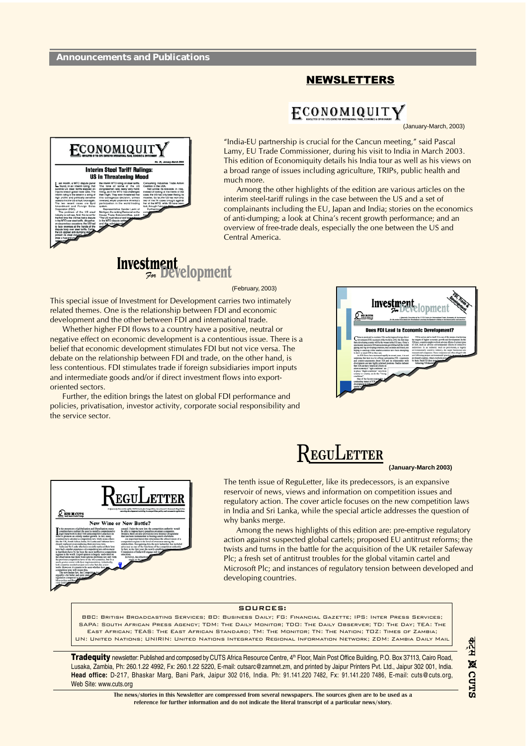## Announcements and Publications

## NEWSLETTERS

### ECONOMIQUITY

(January-March, 2003)

"India-EU partnership is crucial for the Cancun meeting," said Pascal Lamy, EU Trade Commissioner, during his visit to India in March 2003. This edition of Economiquity details his India tour as well as his views on a broad range of issues including agriculture, TRIPs, public health and much more.

Among the other highlights of the edition are various articles on the interim steel-tariff rulings in the case between the US and a set of complainants including the EU, Japan and India; stories on the economics of anti-dumping; a look at China's recent growth performance; and an overview of free-trade deals, especially the one between the US and Central America.

### Investment For Development

(February, 2003)

This special issue of Investment for Development carries two intimately related themes. One is the relationship between FDI and economic development and the other between FDI and international trade.

Whether higher FDI flows to a country have a positive, neutral or negative effect on economic development is a contentious issue. There is a belief that economic development stimulates FDI but not vice versa. The debate on the relationship between FDI and trade, on the other hand, is less contentious. FDI stimulates trade if foreign subsidiaries import inputs and intermediate goods and/or if direct investment flows into export-oriented sectors.

Further, the edition brings the latest on global FDI performance and policies, privatisation, investor activity, corporate social responsibility and the service sector.

### REGULETTER

(January-March 2003)

The tenth issue of ReguLetter, like its predecessors, is an expansive reservoir of news, views and information on competition issues and regulatory action. The cover article focuses on the new competition laws in India and Sri Lanka, while the special article addresses the question of why banks merge.

Among the news highlights of this edition are: pre-emptive regulatory action against suspected global cartels; proposed EU antitrust reforms; the twists and turns in the battle for the acquisition of the UK retailer Safeway Plc; a fresh set of antitrust troubles for the global vitamin cartel and Microsoft Plc; and instances of regulatory tension between developed and developing countries.

**SOURCES:**

BBC: British Broadcasting Services; BD: Business Daily; FG: Financial Gazette; IPS: Inter Press Services; SAPA: South African Press Agency; TDM: The Daily Monitor; TDO: The Daily Observer; TD: The Day; TEA: The East African; TEAS: The East African Standard; TM: The Monitor; TN: The Nation; TOZ: Times of Zambia; UN: United Nations; UNIRIN: United Nations Integrated Regional Information Network; ZDM: Zambia Daily Mail

**Tradequity** newsletter: Published and composed by CUTS Africa Resource Centre, 4th Floor, Main Post Office Building, P.O. Box 37113, Cairo Road, Lusaka, Zambia, Ph: 260.1.22 4992, Fx: 260.1.22 5220, E-mail: cutsarc@zamnet.zm, and printed by Jaipur Printers Pvt. Ltd., Jaipur 302 001, India. **Head office:** D-217, Bhaskar Marg, Bani Park, Jaipur 302 016, India. Ph: 91.141.220 7482, Fx: 91.141.220 7486, E-mail: cuts@cuts.org, Web Site: www.cuts.org

**The news/stories in this Newsletter are compressed from several newspapers. The sources given are to be used as a reference for further information and do not indicate the literal transcript of a particular news/story.**